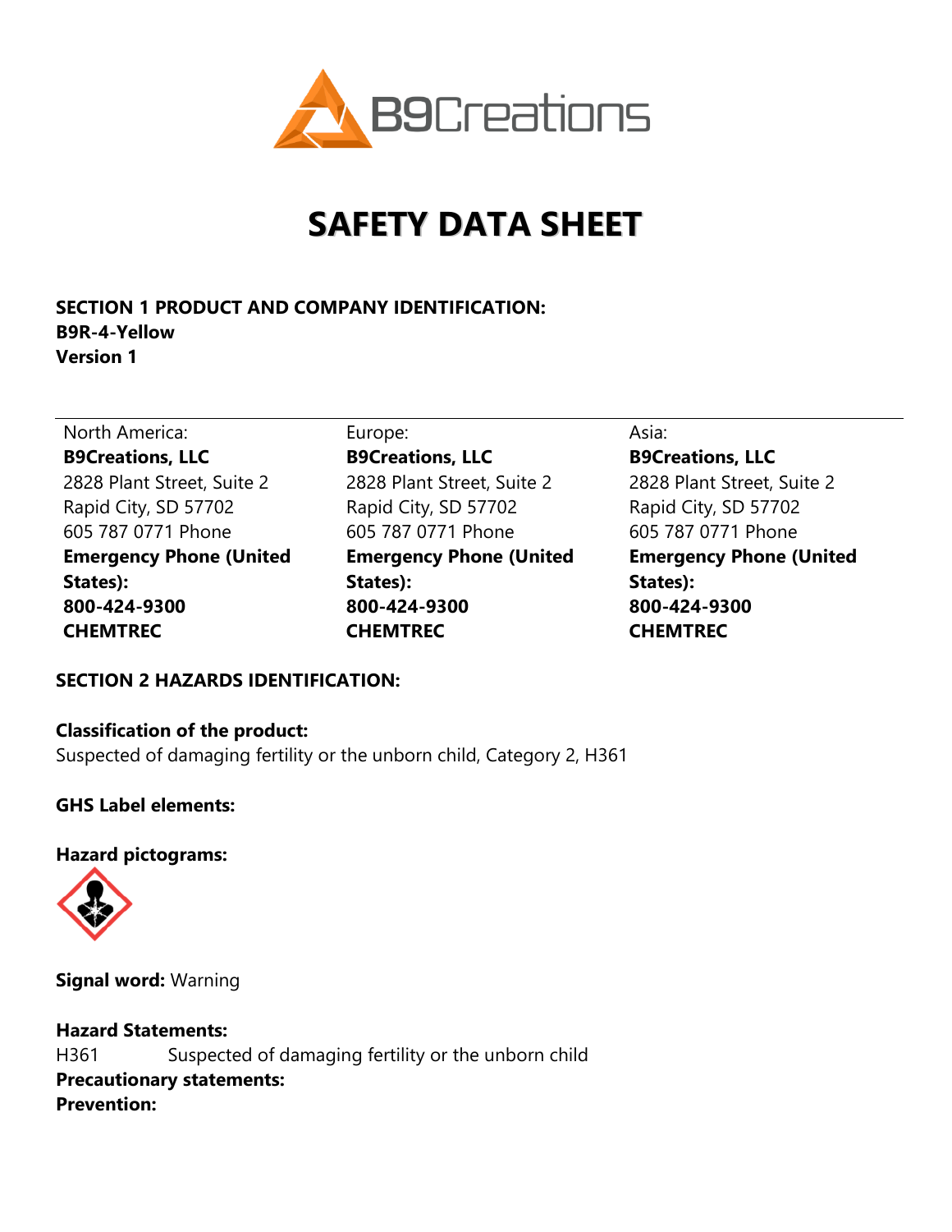# SAFETY DATA SHEET

**SECTION 1 PRODUCT AND COMPANY IDENTIFICATION:**
**B9R-4-Yellow**
**Version 1**

| North America: | Europe: | Asia: |
| --- | --- | --- |
| **B9Creations, LLC** | **B9Creations, LLC** | **B9Creations, LLC** |
| 2828 Plant Street, Suite 2 | 2828 Plant Street, Suite 2 | 2828 Plant Street, Suite 2 |
| Rapid City, SD 57702 | Rapid City, SD 57702 | Rapid City, SD 57702 |
| 605 787 0771 Phone | 605 787 0771 Phone | 605 787 0771 Phone |
| **Emergency Phone (United States):** | **Emergency Phone (United States):** | **Emergency Phone (United States):** |
| **800-424-9300** | **800-424-9300** | **800-424-9300** |
| **CHEMTREC** | **CHEMTREC** | **CHEMTREC** |

**SECTION 2 HAZARDS IDENTIFICATION:**

**Classification of the product:**
Suspected of damaging fertility or the unborn child, Category 2, H361

**GHS Label elements:**

**Hazard pictograms:**

**Signal word:** Warning

**Hazard Statements:**
H361 Suspected of damaging fertility or the unborn child
**Precautionary statements:**
**Prevention:**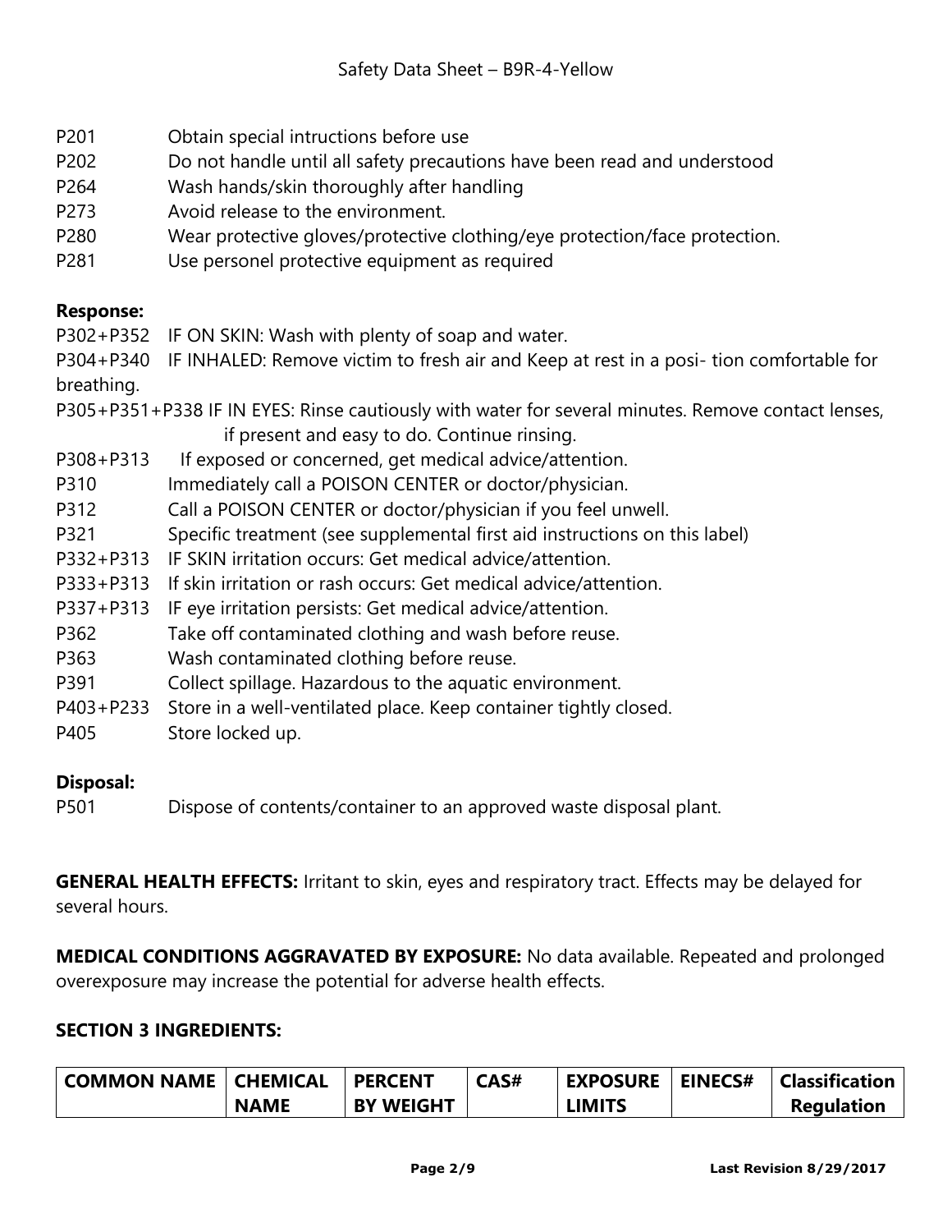P201 Obtain special intructions before use
P202 Do not handle until all safety precautions have been read and understood
P264 Wash hands/skin thoroughly after handling
P273 Avoid release to the environment.
P280 Wear protective gloves/protective clothing/eye protection/face protection.
P281 Use personel protective equipment as required

**Response:**

P302+P352 IF ON SKIN: Wash with plenty of soap and water.
P304+P340 IF INHALED: Remove victim to fresh air and Keep at rest in a posi- tion comfortable for breathing.
P305+P351+P338 IF IN EYES: Rinse cautiously with water for several minutes. Remove contact lenses, if present and easy to do. Continue rinsing.
P308+P313 If exposed or concerned, get medical advice/attention.
P310 Immediately call a POISON CENTER or doctor/physician.
P312 Call a POISON CENTER or doctor/physician if you feel unwell.
P321 Specific treatment (see supplemental first aid instructions on this label)
P332+P313 IF SKIN irritation occurs: Get medical advice/attention.
P333+P313 If skin irritation or rash occurs: Get medical advice/attention.
P337+P313 IF eye irritation persists: Get medical advice/attention.
P362 Take off contaminated clothing and wash before reuse.
P363 Wash contaminated clothing before reuse.
P391 Collect spillage. Hazardous to the aquatic environment.
P403+P233 Store in a well-ventilated place. Keep container tightly closed.
P405 Store locked up.

**Disposal:**

P501 Dispose of contents/container to an approved waste disposal plant.

**GENERAL HEALTH EFFECTS:** Irritant to skin, eyes and respiratory tract. Effects may be delayed for several hours.

**MEDICAL CONDITIONS AGGRAVATED BY EXPOSURE:** No data available. Repeated and prolonged overexposure may increase the potential for adverse health effects.

## SECTION 3 INGREDIENTS:

| COMMON NAME | CHEMICAL NAME | PERCENT BY WEIGHT | CAS# | EXPOSURE LIMITS | EINECS# | Classification Regulation |
| --- | --- | --- | --- | --- | --- | --- |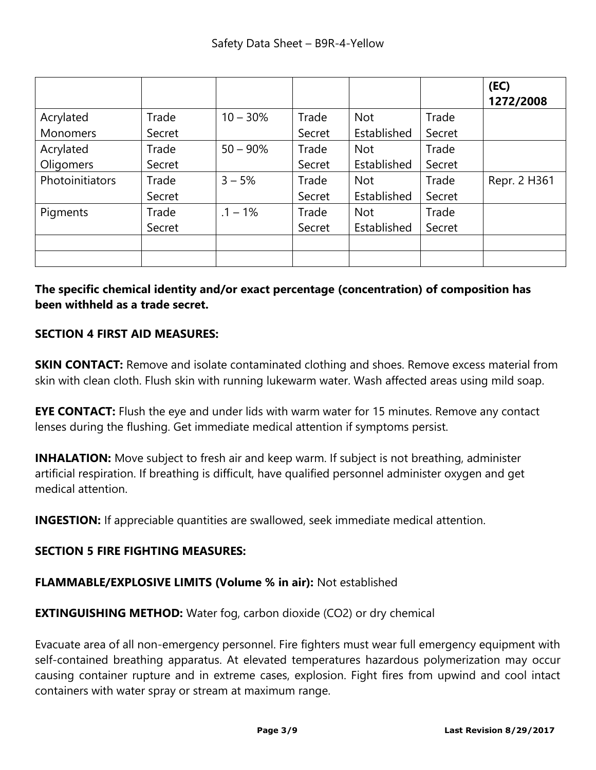| | | | | | | (EC) 1272/2008 |
|---|---|---|---|---|---|---|
| Acrylated Monomers | Trade Secret | 10 – 30% | Trade Secret | Not Established | Trade Secret | |
| Acrylated Oligomers | Trade Secret | 50 – 90% | Trade Secret | Not Established | Trade Secret | |
| Photoinitiators | Trade Secret | 3 – 5% | Trade Secret | Not Established | Trade Secret | Repr. 2 H361 |
| Pigments | Trade Secret | .1 – 1% | Trade Secret | Not Established | Trade Secret | |
| | | | | | | |
| | | | | | | |

**The specific chemical identity and/or exact percentage (concentration) of composition has been withheld as a trade secret.**

## SECTION 4 FIRST AID MEASURES:

**SKIN CONTACT:** Remove and isolate contaminated clothing and shoes. Remove excess material from skin with clean cloth. Flush skin with running lukewarm water. Wash affected areas using mild soap.

**EYE CONTACT:** Flush the eye and under lids with warm water for 15 minutes. Remove any contact lenses during the flushing. Get immediate medical attention if symptoms persist.

**INHALATION:** Move subject to fresh air and keep warm. If subject is not breathing, administer artificial respiration. If breathing is difficult, have qualified personnel administer oxygen and get medical attention.

**INGESTION:** If appreciable quantities are swallowed, seek immediate medical attention.

## SECTION 5 FIRE FIGHTING MEASURES:

**FLAMMABLE/EXPLOSIVE LIMITS (Volume % in air):** Not established

**EXTINGUISHING METHOD:** Water fog, carbon dioxide ($CO_2$) or dry chemical

Evacuate area of all non-emergency personnel. Fire fighters must wear full emergency equipment with self-contained breathing apparatus. At elevated temperatures hazardous polymerization may occur causing container rupture and in extreme cases, explosion. Fight fires from upwind and cool intact containers with water spray or stream at maximum range.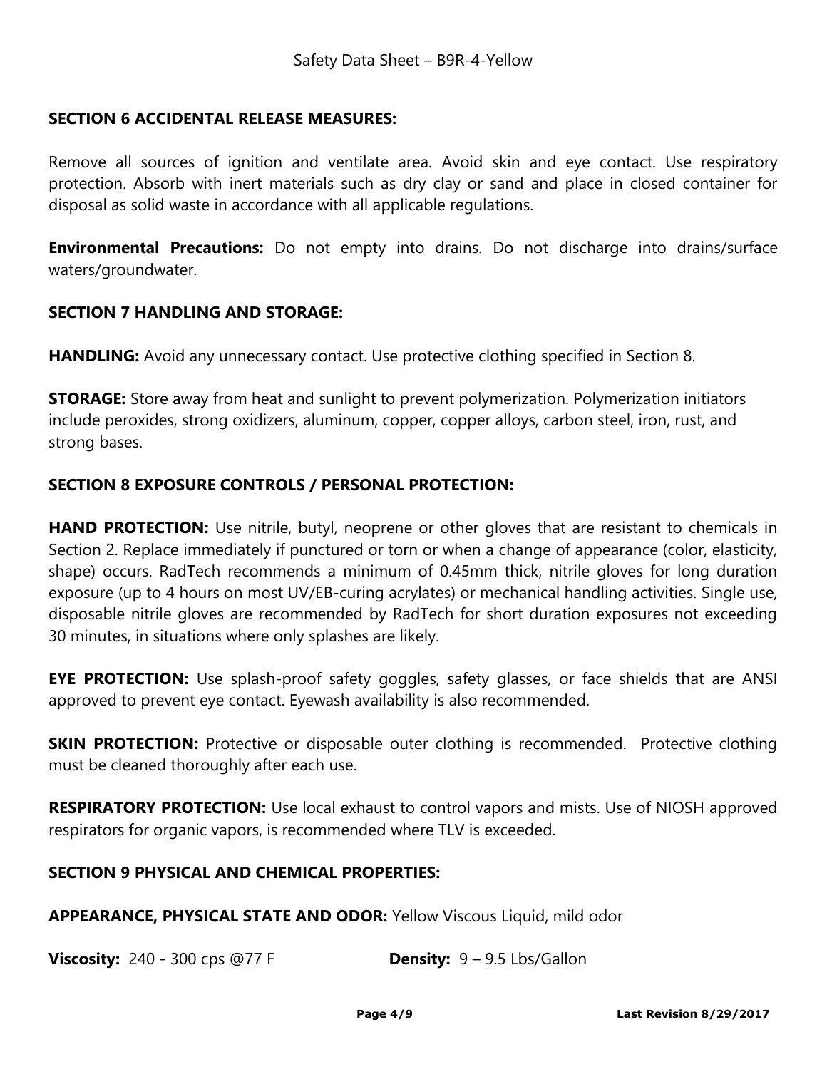## SECTION 6 ACCIDENTAL RELEASE MEASURES:

Remove all sources of ignition and ventilate area. Avoid skin and eye contact. Use respiratory protection. Absorb with inert materials such as dry clay or sand and place in closed container for disposal as solid waste in accordance with all applicable regulations.

**Environmental Precautions:** Do not empty into drains. Do not discharge into drains/surface waters/groundwater.

## SECTION 7 HANDLING AND STORAGE:

**HANDLING:** Avoid any unnecessary contact. Use protective clothing specified in Section 8.

**STORAGE:** Store away from heat and sunlight to prevent polymerization. Polymerization initiators include peroxides, strong oxidizers, aluminum, copper, copper alloys, carbon steel, iron, rust, and strong bases.

## SECTION 8 EXPOSURE CONTROLS / PERSONAL PROTECTION:

**HAND PROTECTION:** Use nitrile, butyl, neoprene or other gloves that are resistant to chemicals in Section 2. Replace immediately if punctured or torn or when a change of appearance (color, elasticity, shape) occurs. RadTech recommends a minimum of 0.45mm thick, nitrile gloves for long duration exposure (up to 4 hours on most UV/EB-curing acrylates) or mechanical handling activities. Single use, disposable nitrile gloves are recommended by RadTech for short duration exposures not exceeding 30 minutes, in situations where only splashes are likely.

**EYE PROTECTION:** Use splash-proof safety goggles, safety glasses, or face shields that are ANSI approved to prevent eye contact. Eyewash availability is also recommended.

**SKIN PROTECTION:** Protective or disposable outer clothing is recommended. Protective clothing must be cleaned thoroughly after each use.

**RESPIRATORY PROTECTION:** Use local exhaust to control vapors and mists. Use of NIOSH approved respirators for organic vapors, is recommended where TLV is exceeded.

## SECTION 9 PHYSICAL AND CHEMICAL PROPERTIES:

**APPEARANCE, PHYSICAL STATE AND ODOR:** Yellow Viscous Liquid, mild odor

**Viscosity:** 240 - 300 cps @77 F **Density:** 9 – 9.5 Lbs/Gallon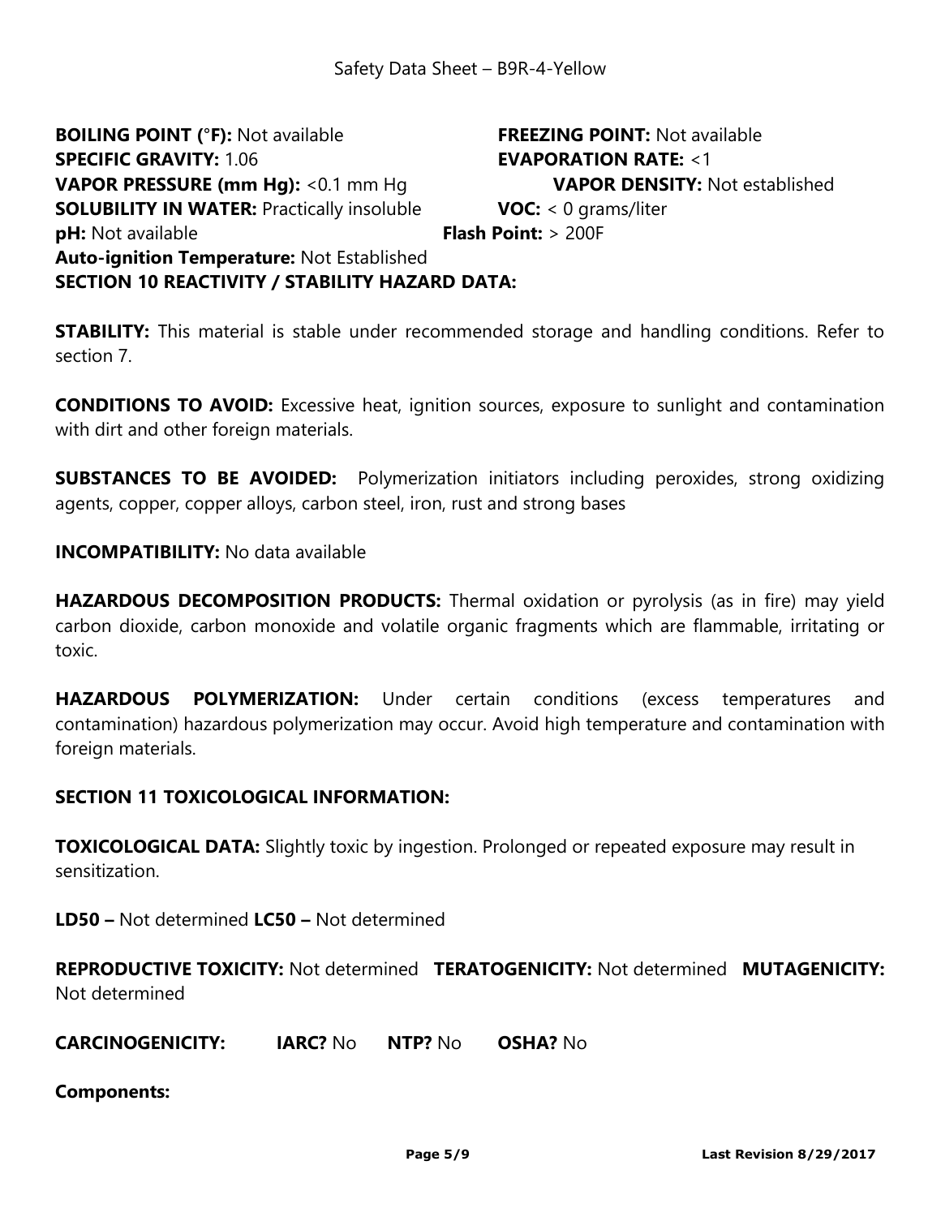**BOILING POINT (°F):** Not available **FREEZING POINT:** Not available
**SPECIFIC GRAVITY:** 1.06 **EVAPORATION RATE:** <1
**VAPOR PRESSURE (mm Hg):** <0.1 mm Hg **VAPOR DENSITY:** Not established
**SOLUBILITY IN WATER:** Practically insoluble **VOC:** < 0 grams/liter
**pH:** Not available **Flash Point:** > 200F
**Auto-ignition Temperature:** Not Established

**SECTION 10 REACTIVITY / STABILITY HAZARD DATA:**

**STABILITY:** This material is stable under recommended storage and handling conditions. Refer to section 7.

**CONDITIONS TO AVOID:** Excessive heat, ignition sources, exposure to sunlight and contamination with dirt and other foreign materials.

**SUBSTANCES TO BE AVOIDED:** Polymerization initiators including peroxides, strong oxidizing agents, copper, copper alloys, carbon steel, iron, rust and strong bases

**INCOMPATIBILITY:** No data available

**HAZARDOUS DECOMPOSITION PRODUCTS:** Thermal oxidation or pyrolysis (as in fire) may yield carbon dioxide, carbon monoxide and volatile organic fragments which are flammable, irritating or toxic.

**HAZARDOUS POLYMERIZATION:** Under certain conditions (excess temperatures and contamination) hazardous polymerization may occur. Avoid high temperature and contamination with foreign materials.

**SECTION 11 TOXICOLOGICAL INFORMATION:**

**TOXICOLOGICAL DATA:** Slightly toxic by ingestion. Prolonged or repeated exposure may result in sensitization.

**LD50 –** Not determined **LC50 –** Not determined

**REPRODUCTIVE TOXICITY:** Not determined **TERATOGENICITY:** Not determined **MUTAGENICITY:** Not determined

**CARCINOGENICITY:** **IARC?** No **NTP?** No **OSHA?** No

**Components:**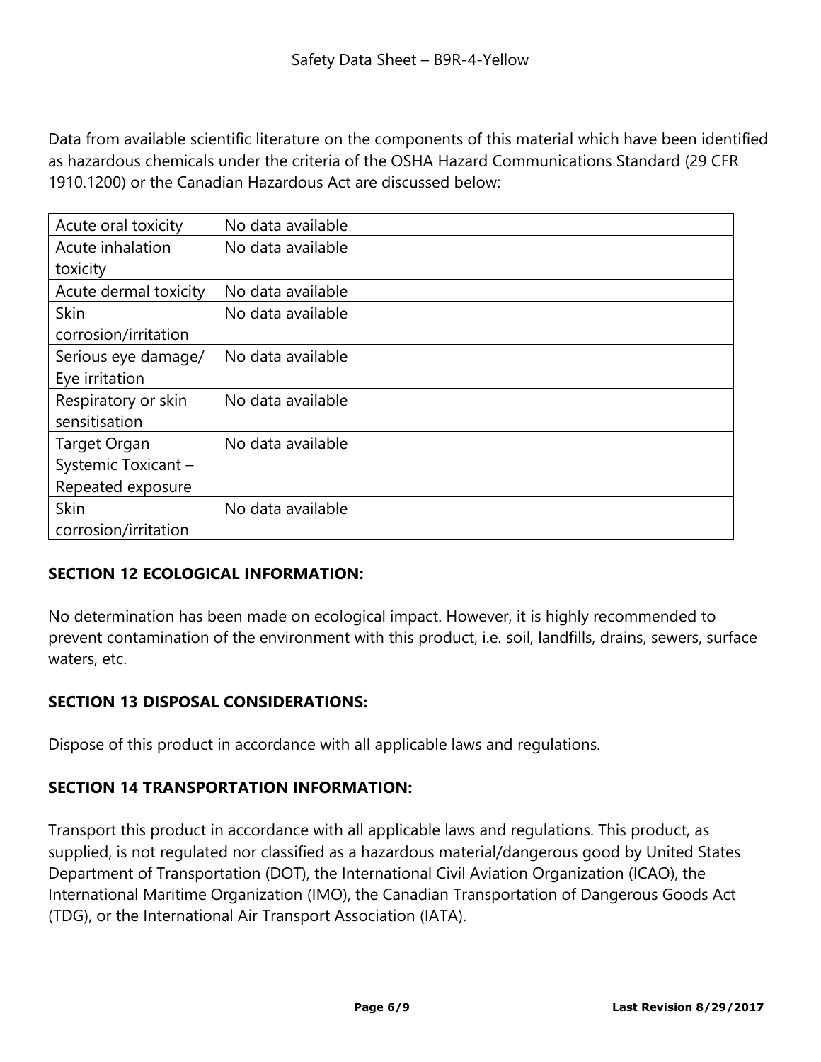Data from available scientific literature on the components of this material which have been identified as hazardous chemicals under the criteria of the OSHA Hazard Communications Standard (29 CFR 1910.1200) or the Canadian Hazardous Act are discussed below:

| | |
|---|---|
| Acute oral toxicity | No data available |
| Acute inhalation toxicity | No data available |
| Acute dermal toxicity | No data available |
| Skin corrosion/irritation | No data available |
| Serious eye damage/ Eye irritation | No data available |
| Respiratory or skin sensitisation | No data available |
| Target Organ Systemic Toxicant – Repeated exposure | No data available |
| Skin corrosion/irritation | No data available |

## SECTION 12 ECOLOGICAL INFORMATION:

No determination has been made on ecological impact. However, it is highly recommended to prevent contamination of the environment with this product, i.e. soil, landfills, drains, sewers, surface waters, etc.

## SECTION 13 DISPOSAL CONSIDERATIONS:

Dispose of this product in accordance with all applicable laws and regulations.

## SECTION 14 TRANSPORTATION INFORMATION:

Transport this product in accordance with all applicable laws and regulations. This product, as supplied, is not regulated nor classified as a hazardous material/dangerous good by United States Department of Transportation (DOT), the International Civil Aviation Organization (ICAO), the International Maritime Organization (IMO), the Canadian Transportation of Dangerous Goods Act (TDG), or the International Air Transport Association (IATA).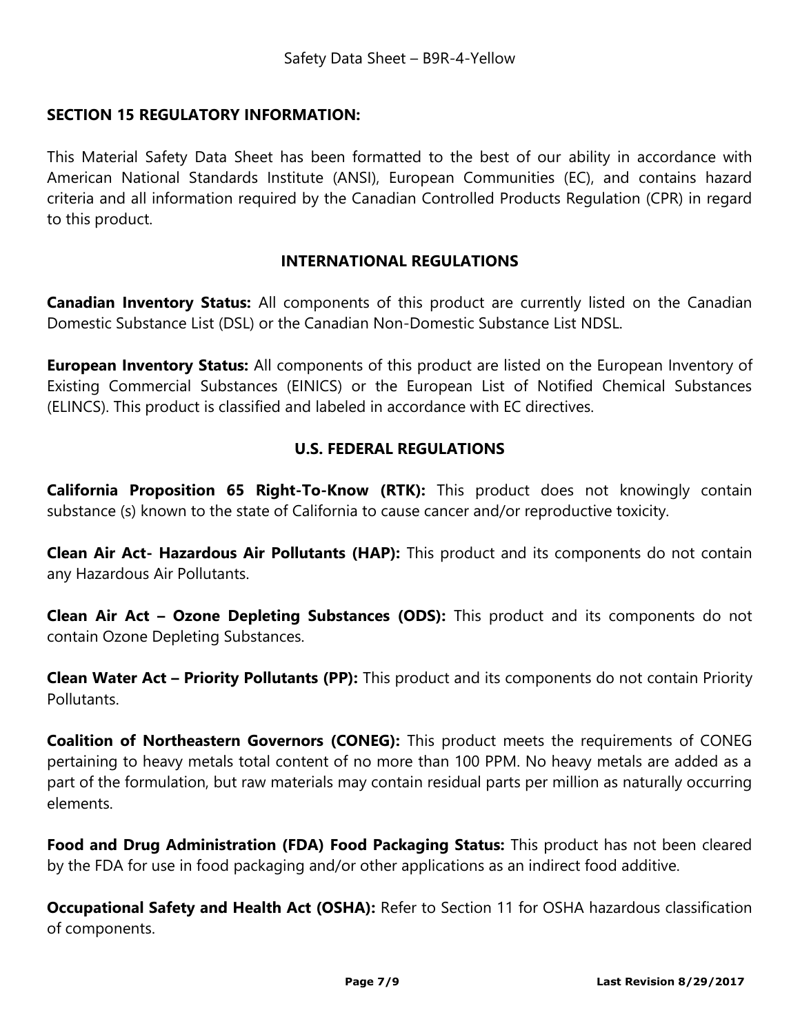## SECTION 15 REGULATORY INFORMATION:

This Material Safety Data Sheet has been formatted to the best of our ability in accordance with American National Standards Institute (ANSI), European Communities (EC), and contains hazard criteria and all information required by the Canadian Controlled Products Regulation (CPR) in regard to this product.

### INTERNATIONAL REGULATIONS

**Canadian Inventory Status:** All components of this product are currently listed on the Canadian Domestic Substance List (DSL) or the Canadian Non-Domestic Substance List NDSL.

**European Inventory Status:** All components of this product are listed on the European Inventory of Existing Commercial Substances (EINICS) or the European List of Notified Chemical Substances (ELINCS). This product is classified and labeled in accordance with EC directives.

### U.S. FEDERAL REGULATIONS

**California Proposition 65 Right-To-Know (RTK):** This product does not knowingly contain substance (s) known to the state of California to cause cancer and/or reproductive toxicity.

**Clean Air Act- Hazardous Air Pollutants (HAP):** This product and its components do not contain any Hazardous Air Pollutants.

**Clean Air Act – Ozone Depleting Substances (ODS):** This product and its components do not contain Ozone Depleting Substances.

**Clean Water Act – Priority Pollutants (PP):** This product and its components do not contain Priority Pollutants.

**Coalition of Northeastern Governors (CONEG):** This product meets the requirements of CONEG pertaining to heavy metals total content of no more than 100 PPM. No heavy metals are added as a part of the formulation, but raw materials may contain residual parts per million as naturally occurring elements.

**Food and Drug Administration (FDA) Food Packaging Status:** This product has not been cleared by the FDA for use in food packaging and/or other applications as an indirect food additive.

**Occupational Safety and Health Act (OSHA):** Refer to Section 11 for OSHA hazardous classification of components.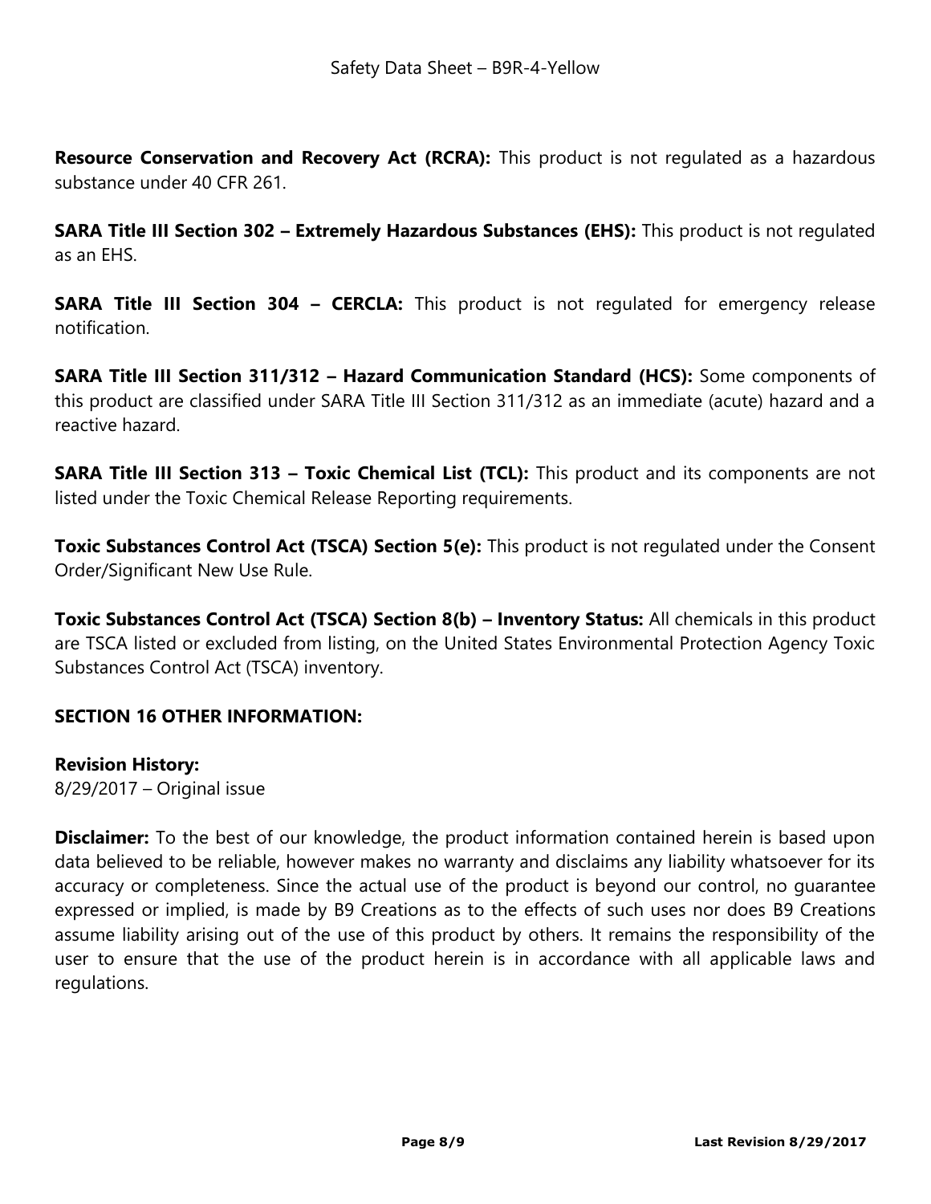**Resource Conservation and Recovery Act (RCRA):** This product is not regulated as a hazardous substance under 40 CFR 261.

**SARA Title III Section 302 – Extremely Hazardous Substances (EHS):** This product is not regulated as an EHS.

**SARA Title III Section 304 – CERCLA:** This product is not regulated for emergency release notification.

**SARA Title III Section 311/312 – Hazard Communication Standard (HCS):** Some components of this product are classified under SARA Title III Section 311/312 as an immediate (acute) hazard and a reactive hazard.

**SARA Title III Section 313 – Toxic Chemical List (TCL):** This product and its components are not listed under the Toxic Chemical Release Reporting requirements.

**Toxic Substances Control Act (TSCA) Section 5(e):** This product is not regulated under the Consent Order/Significant New Use Rule.

**Toxic Substances Control Act (TSCA) Section 8(b) – Inventory Status:** All chemicals in this product are TSCA listed or excluded from listing, on the United States Environmental Protection Agency Toxic Substances Control Act (TSCA) inventory.

## SECTION 16 OTHER INFORMATION:

**Revision History:**
8/29/2017 – Original issue

**Disclaimer:** To the best of our knowledge, the product information contained herein is based upon data believed to be reliable, however makes no warranty and disclaims any liability whatsoever for its accuracy or completeness. Since the actual use of the product is beyond our control, no guarantee expressed or implied, is made by B9 Creations as to the effects of such uses nor does B9 Creations assume liability arising out of the use of this product by others. It remains the responsibility of the user to ensure that the use of the product herein is in accordance with all applicable laws and regulations.